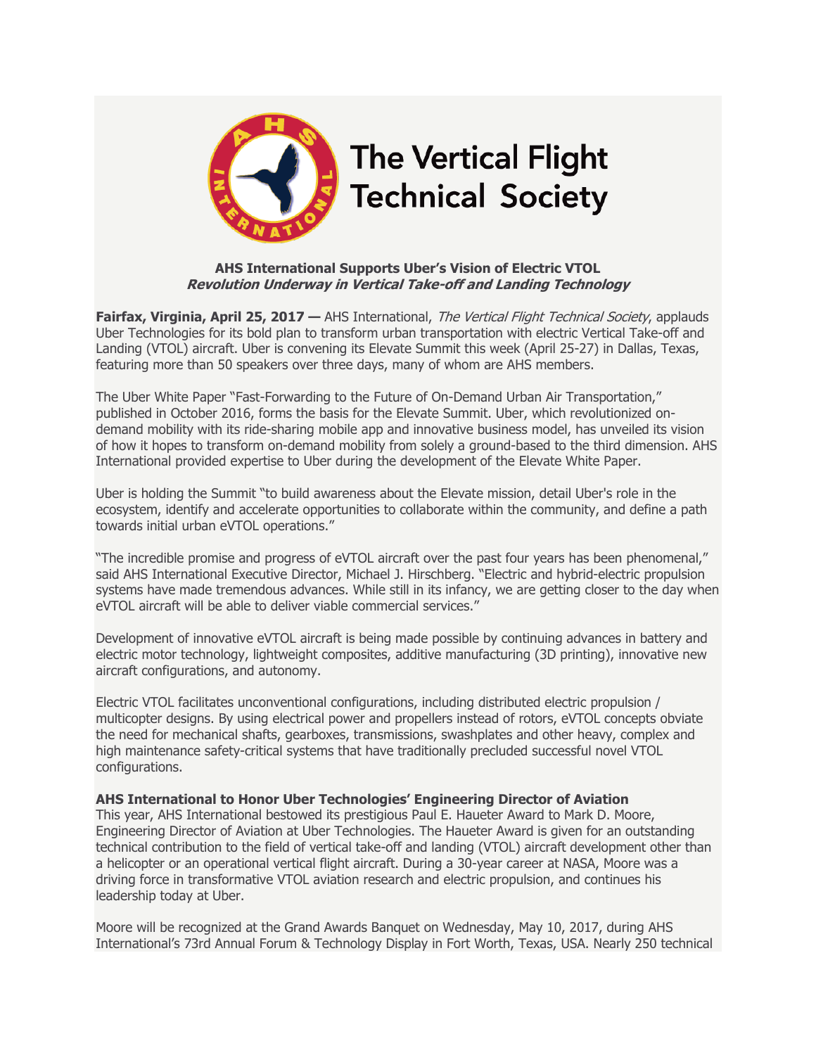The Vertical Flight Technical Society

**AHS International Supports Uber's Vision of Electric VTOL**
***Revolution Underway in Vertical Take-off and Landing Technology***

**Fairfax, Virginia, April 25, 2017 —** AHS International, *The Vertical Flight Technical Society*, applauds Uber Technologies for its bold plan to transform urban transportation with electric Vertical Take-off and Landing (VTOL) aircraft. Uber is convening its Elevate Summit this week (April 25-27) in Dallas, Texas, featuring more than 50 speakers over three days, many of whom are AHS members.

The Uber White Paper "Fast-Forwarding to the Future of On-Demand Urban Air Transportation," published in October 2016, forms the basis for the Elevate Summit. Uber, which revolutionized on-demand mobility with its ride-sharing mobile app and innovative business model, has unveiled its vision of how it hopes to transform on-demand mobility from solely a ground-based to the third dimension. AHS International provided expertise to Uber during the development of the Elevate White Paper.

Uber is holding the Summit "to build awareness about the Elevate mission, detail Uber's role in the ecosystem, identify and accelerate opportunities to collaborate within the community, and define a path towards initial urban eVTOL operations."

"The incredible promise and progress of eVTOL aircraft over the past four years has been phenomenal," said AHS International Executive Director, Michael J. Hirschberg. "Electric and hybrid-electric propulsion systems have made tremendous advances. While still in its infancy, we are getting closer to the day when eVTOL aircraft will be able to deliver viable commercial services."

Development of innovative eVTOL aircraft is being made possible by continuing advances in battery and electric motor technology, lightweight composites, additive manufacturing (3D printing), innovative new aircraft configurations, and autonomy.

Electric VTOL facilitates unconventional configurations, including distributed electric propulsion / multicopter designs. By using electrical power and propellers instead of rotors, eVTOL concepts obviate the need for mechanical shafts, gearboxes, transmissions, swashplates and other heavy, complex and high maintenance safety-critical systems that have traditionally precluded successful novel VTOL configurations.

**AHS International to Honor Uber Technologies' Engineering Director of Aviation**
This year, AHS International bestowed its prestigious Paul E. Haueter Award to Mark D. Moore, Engineering Director of Aviation at Uber Technologies. The Haueter Award is given for an outstanding technical contribution to the field of vertical take-off and landing (VTOL) aircraft development other than a helicopter or an operational vertical flight aircraft. During a 30-year career at NASA, Moore was a driving force in transformative VTOL aviation research and electric propulsion, and continues his leadership today at Uber.

Moore will be recognized at the Grand Awards Banquet on Wednesday, May 10, 2017, during AHS International's 73rd Annual Forum & Technology Display in Fort Worth, Texas, USA. Nearly 250 technical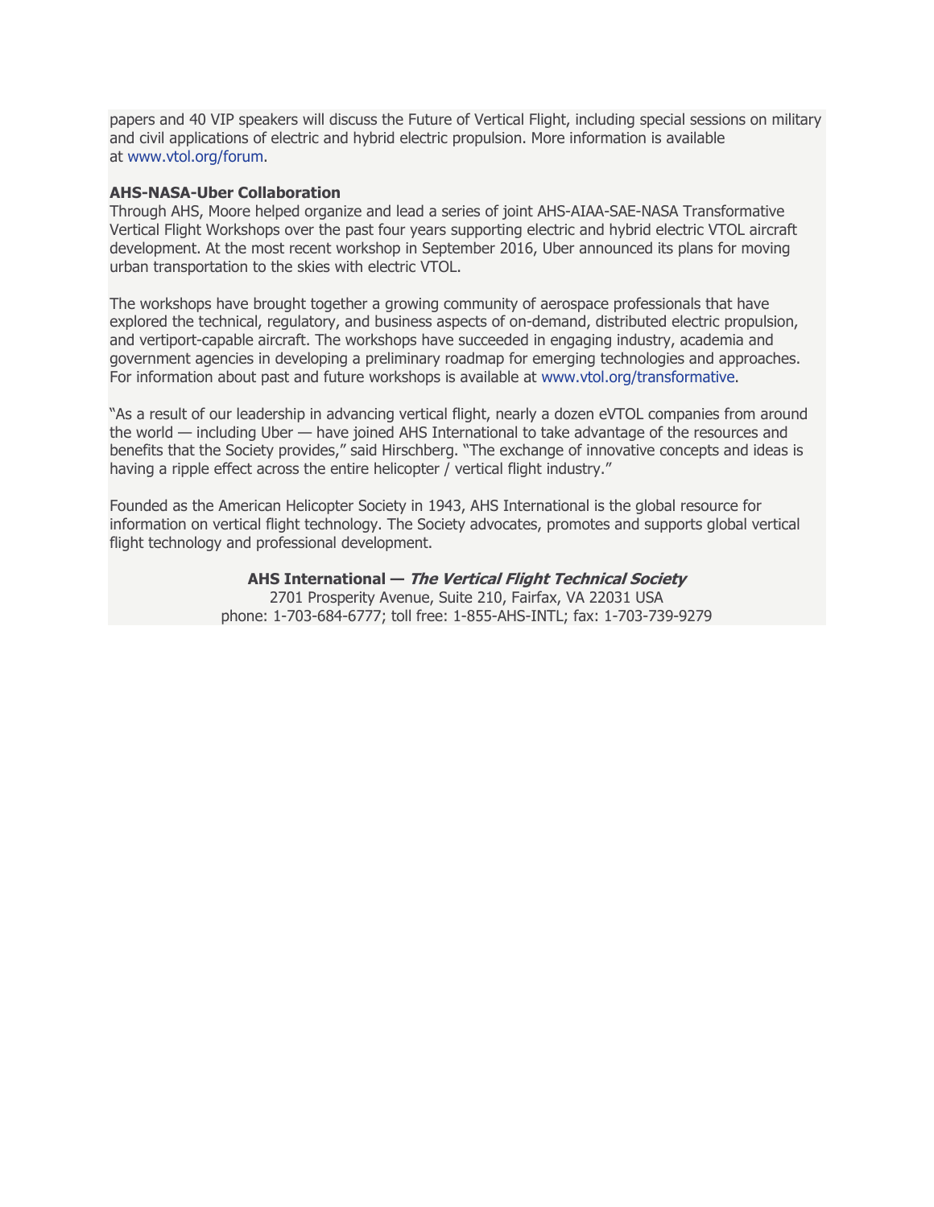papers and 40 VIP speakers will discuss the Future of Vertical Flight, including special sessions on military and civil applications of electric and hybrid electric propulsion. More information is available at www.vtol.org/forum.

**AHS-NASA-Uber Collaboration**

Through AHS, Moore helped organize and lead a series of joint AHS-AIAA-SAE-NASA Transformative Vertical Flight Workshops over the past four years supporting electric and hybrid electric VTOL aircraft development. At the most recent workshop in September 2016, Uber announced its plans for moving urban transportation to the skies with electric VTOL.

The workshops have brought together a growing community of aerospace professionals that have explored the technical, regulatory, and business aspects of on-demand, distributed electric propulsion, and vertiport-capable aircraft. The workshops have succeeded in engaging industry, academia and government agencies in developing a preliminary roadmap for emerging technologies and approaches. For information about past and future workshops is available at www.vtol.org/transformative.

"As a result of our leadership in advancing vertical flight, nearly a dozen eVTOL companies from around the world — including Uber — have joined AHS International to take advantage of the resources and benefits that the Society provides," said Hirschberg. "The exchange of innovative concepts and ideas is having a ripple effect across the entire helicopter / vertical flight industry."

Founded as the American Helicopter Society in 1943, AHS International is the global resource for information on vertical flight technology. The Society advocates, promotes and supports global vertical flight technology and professional development.

**AHS International — *The Vertical Flight Technical Society***
2701 Prosperity Avenue, Suite 210, Fairfax, VA 22031 USA
phone: 1-703-684-6777; toll free: 1-855-AHS-INTL; fax: 1-703-739-9279